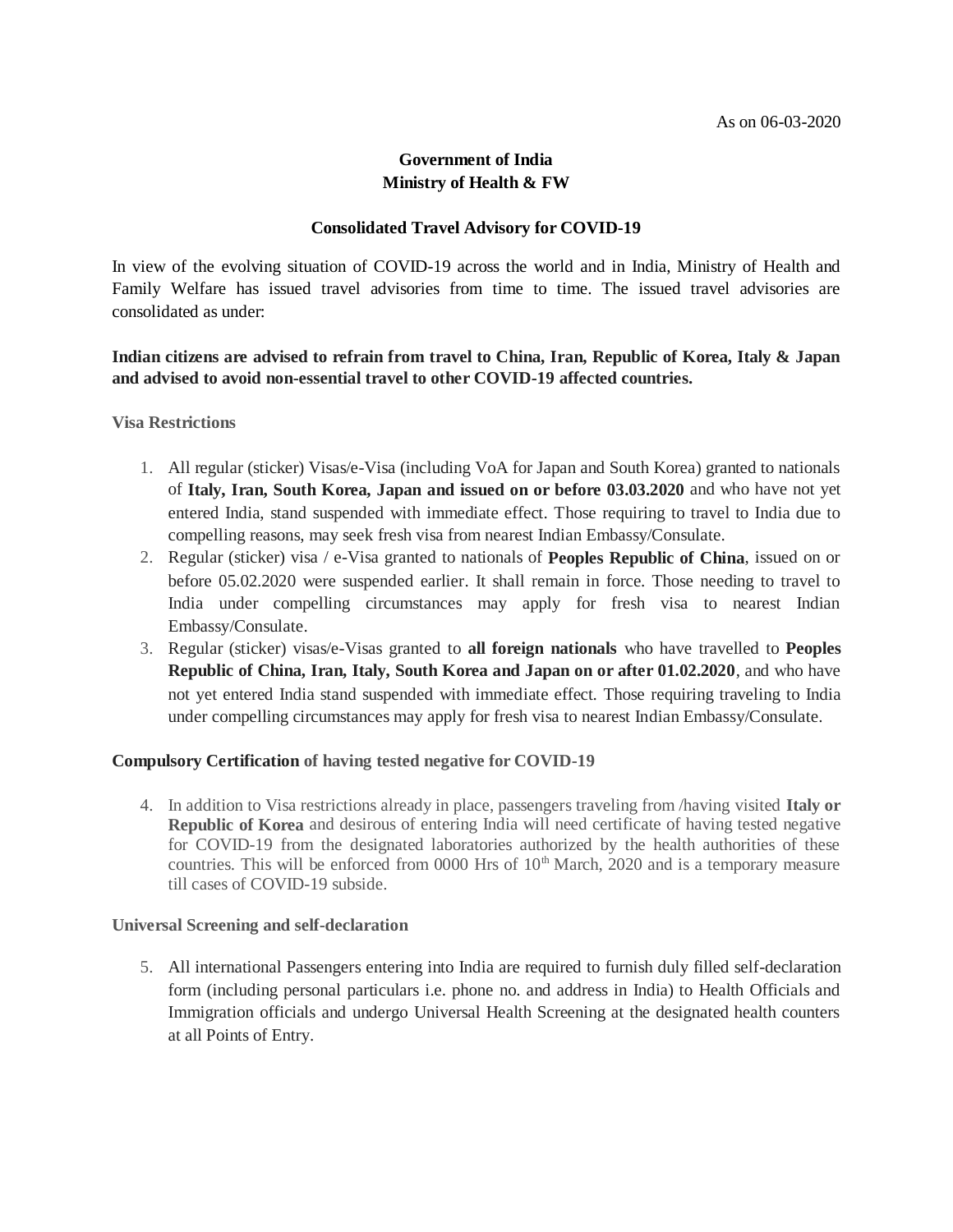As on 06-03-2020

**Government of India**
**Ministry of Health & FW**

**Consolidated Travel Advisory for COVID-19**

In view of the evolving situation of COVID-19 across the world and in India, Ministry of Health and Family Welfare has issued travel advisories from time to time. The issued travel advisories are consolidated as under:

**Indian citizens are advised to refrain from travel to China, Iran, Republic of Korea, Italy & Japan and advised to avoid non-essential travel to other COVID-19 affected countries.**

**Visa Restrictions**

1. All regular (sticker) Visas/e-Visa (including VoA for Japan and South Korea) granted to nationals of **Italy, Iran, South Korea, Japan and issued on or before 03.03.2020** and who have not yet entered India, stand suspended with immediate effect. Those requiring to travel to India due to compelling reasons, may seek fresh visa from nearest Indian Embassy/Consulate.
2. Regular (sticker) visa / e-Visa granted to nationals of **Peoples Republic of China**, issued on or before 05.02.2020 were suspended earlier. It shall remain in force. Those needing to travel to India under compelling circumstances may apply for fresh visa to nearest Indian Embassy/Consulate.
3. Regular (sticker) visas/e-Visas granted to **all foreign nationals** who have travelled to **Peoples Republic of China, Iran, Italy, South Korea and Japan on or after 01.02.2020**, and who have not yet entered India stand suspended with immediate effect. Those requiring traveling to India under compelling circumstances may apply for fresh visa to nearest Indian Embassy/Consulate.

**Compulsory Certification of having tested negative for COVID-19**

4. In addition to Visa restrictions already in place, passengers traveling from /having visited **Italy or Republic of Korea** and desirous of entering India will need certificate of having tested negative for COVID-19 from the designated laboratories authorized by the health authorities of these countries. This will be enforced from 0000 Hrs of 10th March, 2020 and is a temporary measure till cases of COVID-19 subside.

**Universal Screening and self-declaration**

5. All international Passengers entering into India are required to furnish duly filled self-declaration form (including personal particulars i.e. phone no. and address in India) to Health Officials and Immigration officials and undergo Universal Health Screening at the designated health counters at all Points of Entry.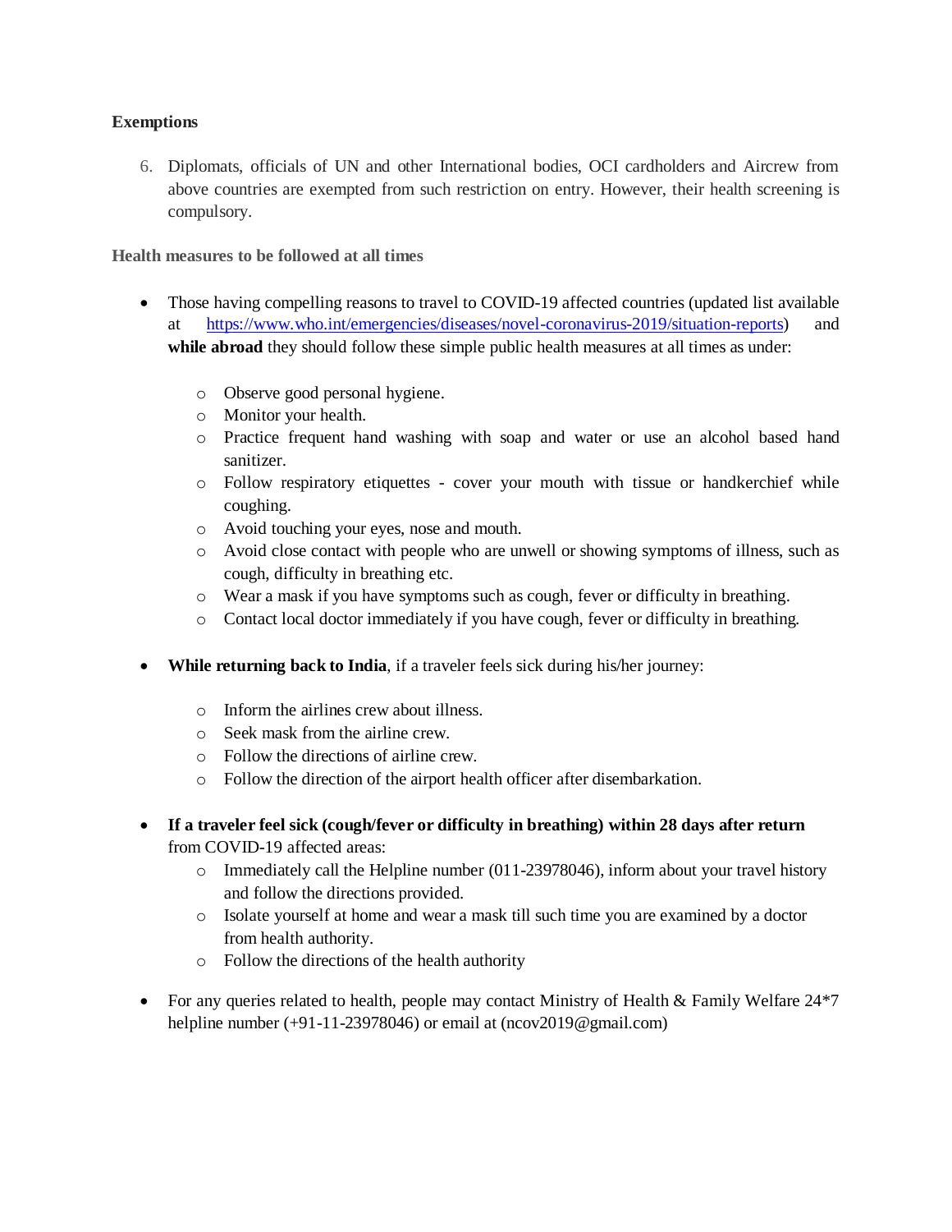**Exemptions**

6. Diplomats, officials of UN and other International bodies, OCI cardholders and Aircrew from above countries are exempted from such restriction on entry. However, their health screening is compulsory.

**Health measures to be followed at all times**

- Those having compelling reasons to travel to COVID-19 affected countries (updated list available at https://www.who.int/emergencies/diseases/novel-coronavirus-2019/situation-reports) and **while abroad** they should follow these simple public health measures at all times as under:
    - Observe good personal hygiene.
    - Monitor your health.
    - Practice frequent hand washing with soap and water or use an alcohol based hand sanitizer.
    - Follow respiratory etiquettes - cover your mouth with tissue or handkerchief while coughing.
    - Avoid touching your eyes, nose and mouth.
    - Avoid close contact with people who are unwell or showing symptoms of illness, such as cough, difficulty in breathing etc.
    - Wear a mask if you have symptoms such as cough, fever or difficulty in breathing.
    - Contact local doctor immediately if you have cough, fever or difficulty in breathing.

- **While returning back to India**, if a traveler feels sick during his/her journey:
    - Inform the airlines crew about illness.
    - Seek mask from the airline crew.
    - Follow the directions of airline crew.
    - Follow the direction of the airport health officer after disembarkation.

- **If a traveler feel sick (cough/fever or difficulty in breathing) within 28 days after return** from COVID-19 affected areas:
    - Immediately call the Helpline number (011-23978046), inform about your travel history and follow the directions provided.
    - Isolate yourself at home and wear a mask till such time you are examined by a doctor from health authority.
    - Follow the directions of the health authority

- For any queries related to health, people may contact Ministry of Health & Family Welfare 24*7 helpline number (+91-11-23978046) or email at (ncov2019@gmail.com)